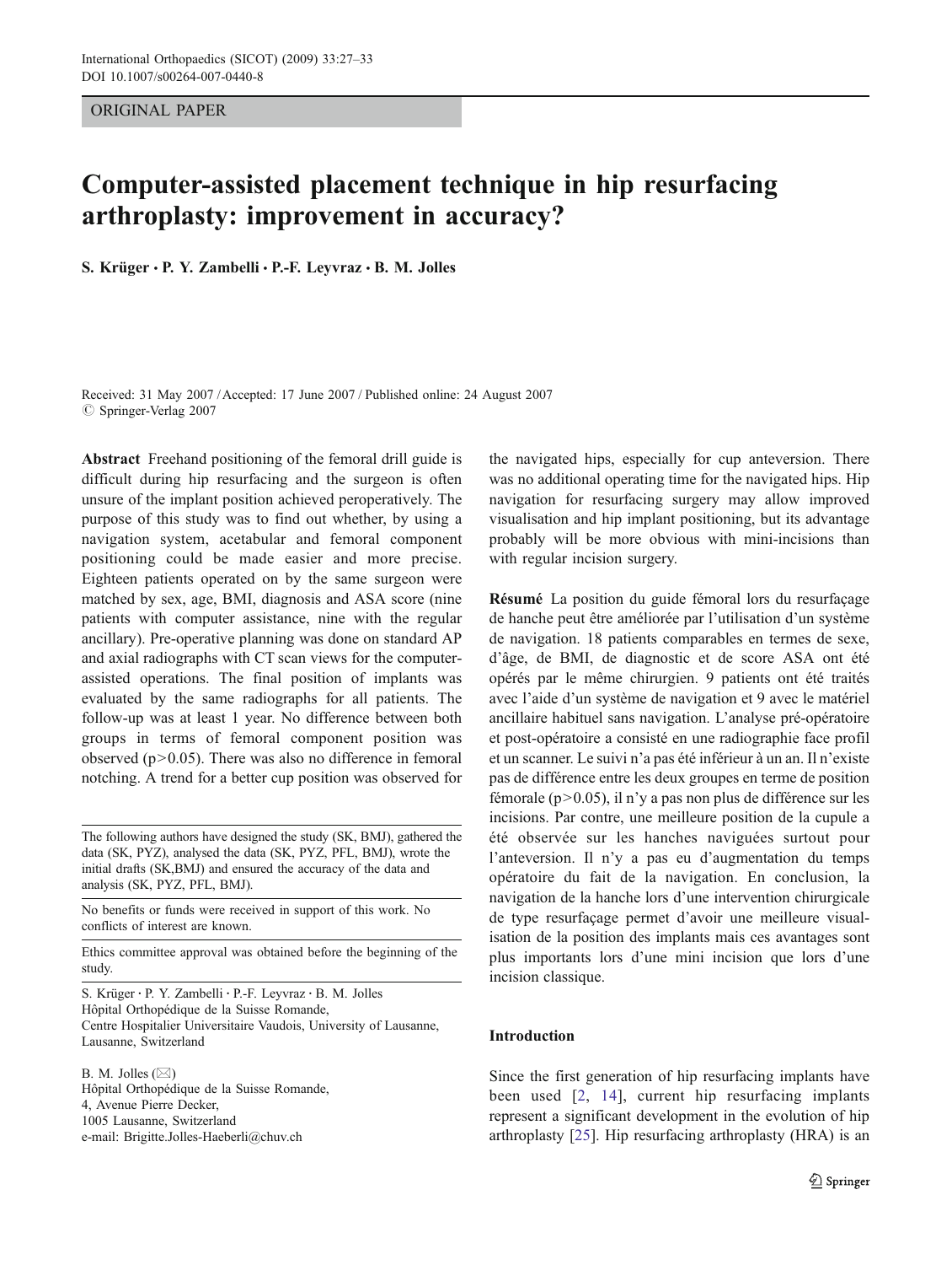ORIGINAL PAPER

# Computer-assisted placement technique in hip resurfacing arthroplasty: improvement in accuracy?

**S. Krüger · P. Y. Zambelli · P.-F. Leyvraz · B. M. Jolles**

Received: 31 May 2007 / Accepted: 17 June 2007 / Published online: 24 August 2007
© Springer-Verlag 2007

**Abstract** Freehand positioning of the femoral drill guide is difficult during hip resurfacing and the surgeon is often unsure of the implant position achieved peroperatively. The purpose of this study was to find out whether, by using a navigation system, acetabular and femoral component positioning could be made easier and more precise. Eighteen patients operated on by the same surgeon were matched by sex, age, BMI, diagnosis and ASA score (nine patients with computer assistance, nine with the regular ancillary). Pre-operative planning was done on standard AP and axial radiographs with CT scan views for the computer-assisted operations. The final position of implants was evaluated by the same radiographs for all patients. The follow-up was at least 1 year. No difference between both groups in terms of femoral component position was observed ($p>0.05$). There was also no difference in femoral notching. A trend for a better cup position was observed for the navigated hips, especially for cup anteversion. There was no additional operating time for the navigated hips. Hip navigation for resurfacing surgery may allow improved visualisation and hip implant positioning, but its advantage probably will be more obvious with mini-incisions than with regular incision surgery.

**Résumé** La position du guide fémoral lors du resurfaçage de hanche peut être améliorée par l'utilisation d'un système de navigation. 18 patients comparables en termes de sexe, d'âge, de BMI, de diagnostic et de score ASA ont été opérés par le même chirurgien. 9 patients ont été traités avec l'aide d'un système de navigation et 9 avec le matériel ancillaire habituel sans navigation. L'analyse pré-opératoire et post-opératoire a consisté en une radiographie face profil et un scanner. Le suivi n'a pas été inférieur à un an. Il n'existe pas de différence entre les deux groupes en terme de position fémorale ($p>0.05$), il n'y a pas non plus de différence sur les incisions. Par contre, une meilleure position de la cupule a été observée sur les hanches naviguées surtout pour l'anteversion. Il n'y a pas eu d'augmentation du temps opératoire du fait de la navigation. En conclusion, la navigation de la hanche lors d'une intervention chirurgicale de type resurfaçage permet d'avoir une meilleure visualisation de la position des implants mais ces avantages sont plus importants lors d'une mini incision que lors d'une incision classique.

The following authors have designed the study (SK, BMJ), gathered the data (SK, PYZ), analysed the data (SK, PYZ, PFL, BMJ), wrote the initial drafts (SK,BMJ) and ensured the accuracy of the data and analysis (SK, PYZ, PFL, BMJ).

No benefits or funds were received in support of this work. No conflicts of interest are known.

Ethics committee approval was obtained before the beginning of the study.

S. Krüger · P. Y. Zambelli · P.-F. Leyvraz · B. M. Jolles
Hôpital Orthopédique de la Suisse Romande,
Centre Hospitalier Universitaire Vaudois, University of Lausanne,
Lausanne, Switzerland

B. M. Jolles (✉)
Hôpital Orthopédique de la Suisse Romande,
4, Avenue Pierre Decker,
1005 Lausanne, Switzerland
e-mail: Brigitte.Jolles-Haeberli@chuv.ch

## Introduction

Since the first generation of hip resurfacing implants have been used [2, 14], current hip resurfacing implants represent a significant development in the evolution of hip arthroplasty [25]. Hip resurfacing arthroplasty (HRA) is an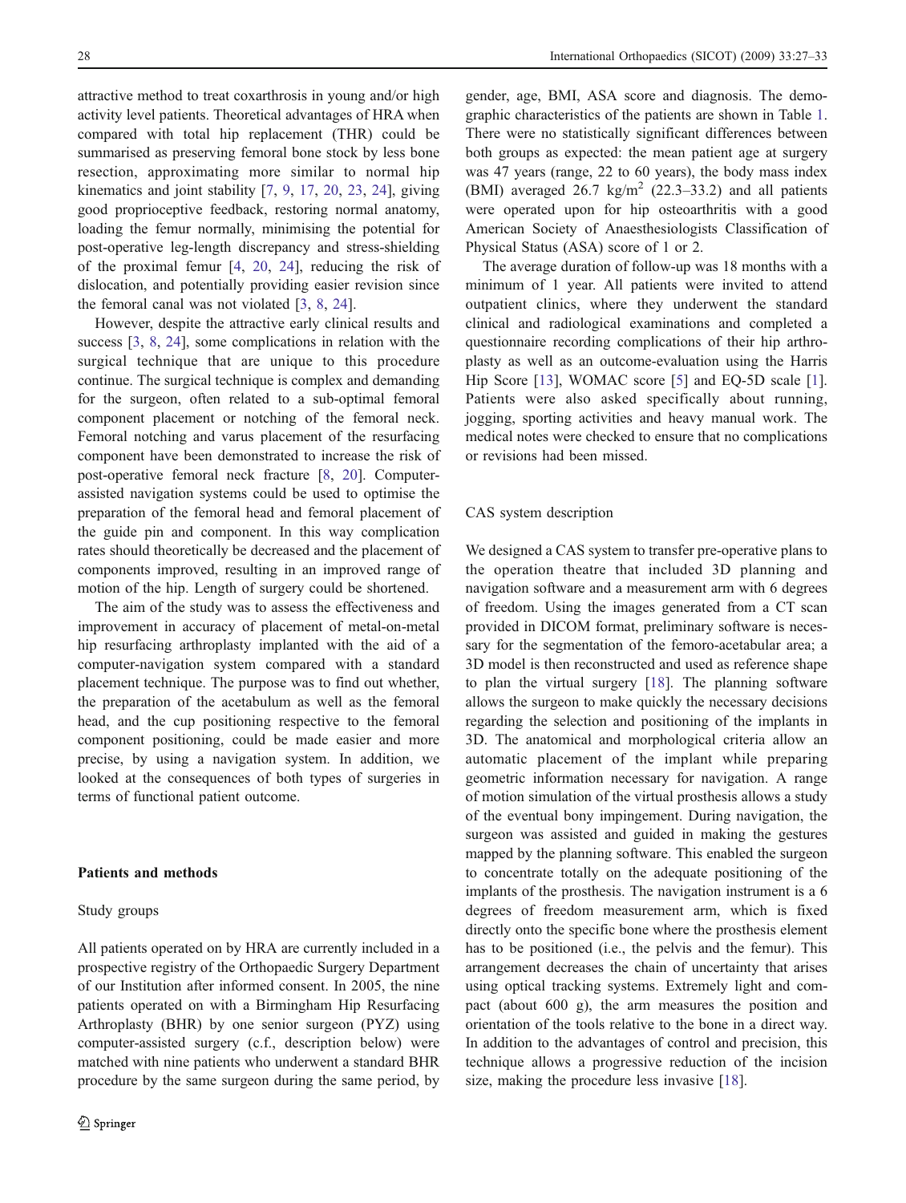attractive method to treat coxarthrosis in young and/or high activity level patients. Theoretical advantages of HRA when compared with total hip replacement (THR) could be summarised as preserving femoral bone stock by less bone resection, approximating more similar to normal hip kinematics and joint stability [7, 9, 17, 20, 23, 24], giving good proprioceptive feedback, restoring normal anatomy, loading the femur normally, minimising the potential for post-operative leg-length discrepancy and stress-shielding of the proximal femur [4, 20, 24], reducing the risk of dislocation, and potentially providing easier revision since the femoral canal was not violated [3, 8, 24].

However, despite the attractive early clinical results and success [3, 8, 24], some complications in relation with the surgical technique that are unique to this procedure continue. The surgical technique is complex and demanding for the surgeon, often related to a sub-optimal femoral component placement or notching of the femoral neck. Femoral notching and varus placement of the resurfacing component have been demonstrated to increase the risk of post-operative femoral neck fracture [8, 20]. Computer-assisted navigation systems could be used to optimise the preparation of the femoral head and femoral placement of the guide pin and component. In this way complication rates should theoretically be decreased and the placement of components improved, resulting in an improved range of motion of the hip. Length of surgery could be shortened.

The aim of the study was to assess the effectiveness and improvement in accuracy of placement of metal-on-metal hip resurfacing arthroplasty implanted with the aid of a computer-navigation system compared with a standard placement technique. The purpose was to find out whether, the preparation of the acetabulum as well as the femoral head, and the cup positioning respective to the femoral component positioning, could be made easier and more precise, by using a navigation system. In addition, we looked at the consequences of both types of surgeries in terms of functional patient outcome.

## Patients and methods

### Study groups

All patients operated on by HRA are currently included in a prospective registry of the Orthopaedic Surgery Department of our Institution after informed consent. In 2005, the nine patients operated on with a Birmingham Hip Resurfacing Arthroplasty (BHR) by one senior surgeon (PYZ) using computer-assisted surgery (c.f., description below) were matched with nine patients who underwent a standard BHR procedure by the same surgeon during the same period, by gender, age, BMI, ASA score and diagnosis. The demographic characteristics of the patients are shown in Table 1. There were no statistically significant differences between both groups as expected: the mean patient age at surgery was 47 years (range, 22 to 60 years), the body mass index (BMI) averaged 26.7 kg/m$^2$ (22.3–33.2) and all patients were operated upon for hip osteoarthritis with a good American Society of Anaesthesiologists Classification of Physical Status (ASA) score of 1 or 2.

The average duration of follow-up was 18 months with a minimum of 1 year. All patients were invited to attend outpatient clinics, where they underwent the standard clinical and radiological examinations and completed a questionnaire recording complications of their hip arthroplasty as well as an outcome-evaluation using the Harris Hip Score [13], WOMAC score [5] and EQ-5D scale [1]. Patients were also asked specifically about running, jogging, sporting activities and heavy manual work. The medical notes were checked to ensure that no complications or revisions had been missed.

### CAS system description

We designed a CAS system to transfer pre-operative plans to the operation theatre that included 3D planning and navigation software and a measurement arm with 6 degrees of freedom. Using the images generated from a CT scan provided in DICOM format, preliminary software is necessary for the segmentation of the femoro-acetabular area; a 3D model is then reconstructed and used as reference shape to plan the virtual surgery [18]. The planning software allows the surgeon to make quickly the necessary decisions regarding the selection and positioning of the implants in 3D. The anatomical and morphological criteria allow an automatic placement of the implant while preparing geometric information necessary for navigation. A range of motion simulation of the virtual prosthesis allows a study of the eventual bony impingement. During navigation, the surgeon was assisted and guided in making the gestures mapped by the planning software. This enabled the surgeon to concentrate totally on the adequate positioning of the implants of the prosthesis. The navigation instrument is a 6 degrees of freedom measurement arm, which is fixed directly onto the specific bone where the prosthesis element has to be positioned (i.e., the pelvis and the femur). This arrangement decreases the chain of uncertainty that arises using optical tracking systems. Extremely light and compact (about 600 g), the arm measures the position and orientation of the tools relative to the bone in a direct way. In addition to the advantages of control and precision, this technique allows a progressive reduction of the incision size, making the procedure less invasive [18].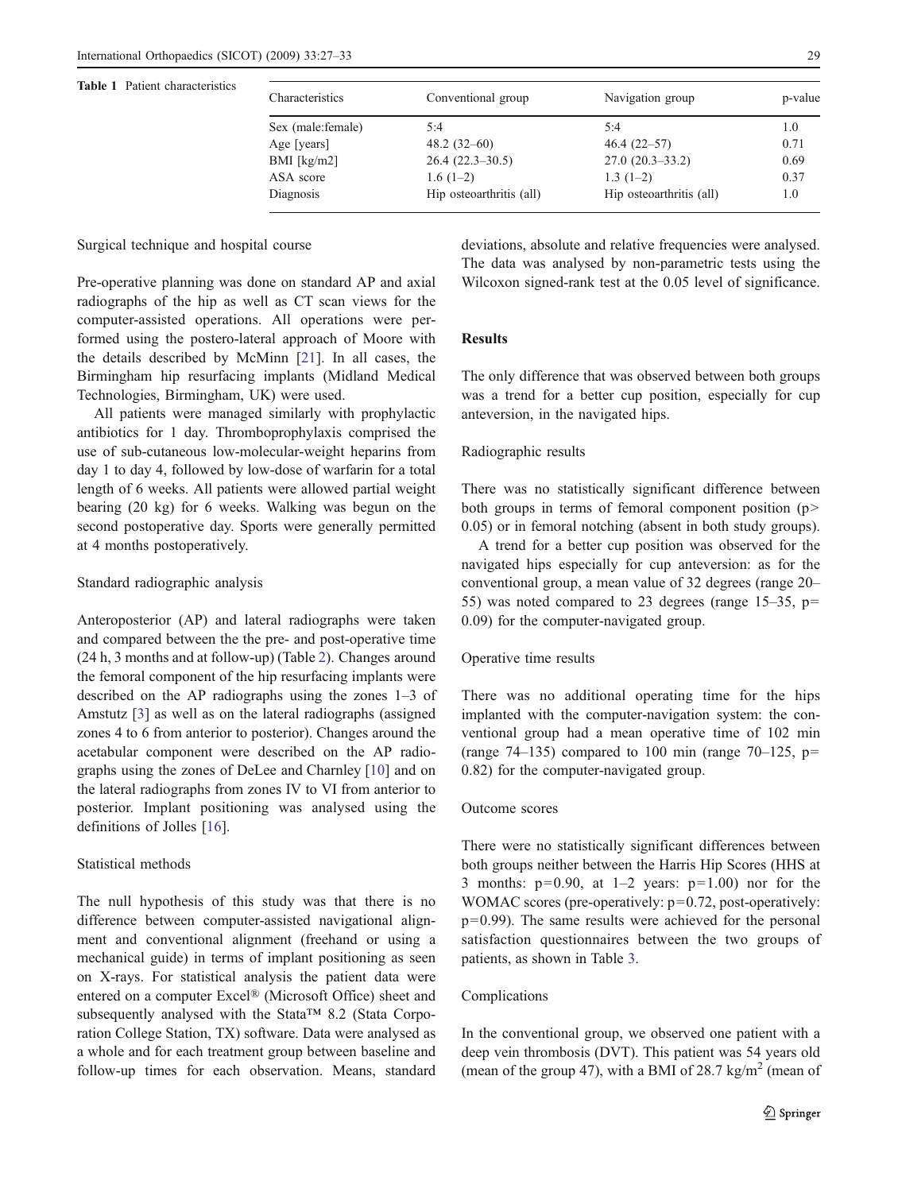**Table 1** Patient characteristics

| Characteristics | Conventional group | Navigation group | p-value |
| --- | --- | --- | --- |
| Sex (male:female) | 5:4 | 5:4 | 1.0 |
| Age [years] | 48.2 (32–60) | 46.4 (22–57) | 0.71 |
| BMI [kg/m2] | 26.4 (22.3–30.5) | 27.0 (20.3–33.2) | 0.69 |
| ASA score | 1.6 (1–2) | 1.3 (1–2) | 0.37 |
| Diagnosis | Hip osteoarthritis (all) | Hip osteoarthritis (all) | 1.0 |

### Surgical technique and hospital course

Pre-operative planning was done on standard AP and axial radiographs of the hip as well as CT scan views for the computer-assisted operations. All operations were performed using the postero-lateral approach of Moore with the details described by McMinn [21]. In all cases, the Birmingham hip resurfacing implants (Midland Medical Technologies, Birmingham, UK) were used.

All patients were managed similarly with prophylactic antibiotics for 1 day. Thromboprophylaxis comprised the use of sub-cutaneous low-molecular-weight heparins from day 1 to day 4, followed by low-dose of warfarin for a total length of 6 weeks. All patients were allowed partial weight bearing (20 kg) for 6 weeks. Walking was begun on the second postoperative day. Sports were generally permitted at 4 months postoperatively.

### Standard radiographic analysis

Anteroposterior (AP) and lateral radiographs were taken and compared between the the pre- and post-operative time (24 h, 3 months and at follow-up) (Table 2). Changes around the femoral component of the hip resurfacing implants were described on the AP radiographs using the zones 1–3 of Amstutz [3] as well as on the lateral radiographs (assigned zones 4 to 6 from anterior to posterior). Changes around the acetabular component were described on the AP radiographs using the zones of DeLee and Charnley [10] and on the lateral radiographs from zones IV to VI from anterior to posterior. Implant positioning was analysed using the definitions of Jolles [16].

### Statistical methods

The null hypothesis of this study was that there is no difference between computer-assisted navigational alignment and conventional alignment (freehand or using a mechanical guide) in terms of implant positioning as seen on X-rays. For statistical analysis the patient data were entered on a computer Excel® (Microsoft Office) sheet and subsequently analysed with the Stata™ 8.2 (Stata Corporation College Station, TX) software. Data were analysed as a whole and for each treatment group between baseline and follow-up times for each observation. Means, standard deviations, absolute and relative frequencies were analysed. The data was analysed by non-parametric tests using the Wilcoxon signed-rank test at the 0.05 level of significance.

## Results

The only difference that was observed between both groups was a trend for a better cup position, especially for cup anteversion, in the navigated hips.

### Radiographic results

There was no statistically significant difference between both groups in terms of femoral component position ($p > 0.05$) or in femoral notching (absent in both study groups).

A trend for a better cup position was observed for the navigated hips especially for cup anteversion: as for the conventional group, a mean value of 32 degrees (range 20–55) was noted compared to 23 degrees (range 15–35, $p = 0.09$) for the computer-navigated group.

### Operative time results

There was no additional operating time for the hips implanted with the computer-navigation system: the conventional group had a mean operative time of 102 min (range 74–135) compared to 100 min (range 70–125, $p = 0.82$) for the computer-navigated group.

### Outcome scores

There were no statistically significant differences between both groups neither between the Harris Hip Scores (HHS at 3 months: $p = 0.90$, at 1–2 years: $p = 1.00$) nor for the WOMAC scores (pre-operatively: $p = 0.72$, post-operatively: $p = 0.99$). The same results were achieved for the personal satisfaction questionnaires between the two groups of patients, as shown in Table 3.

### Complications

In the conventional group, we observed one patient with a deep vein thrombosis (DVT). This patient was 54 years old (mean of the group 47), with a BMI of 28.7 kg/m$^2$ (mean of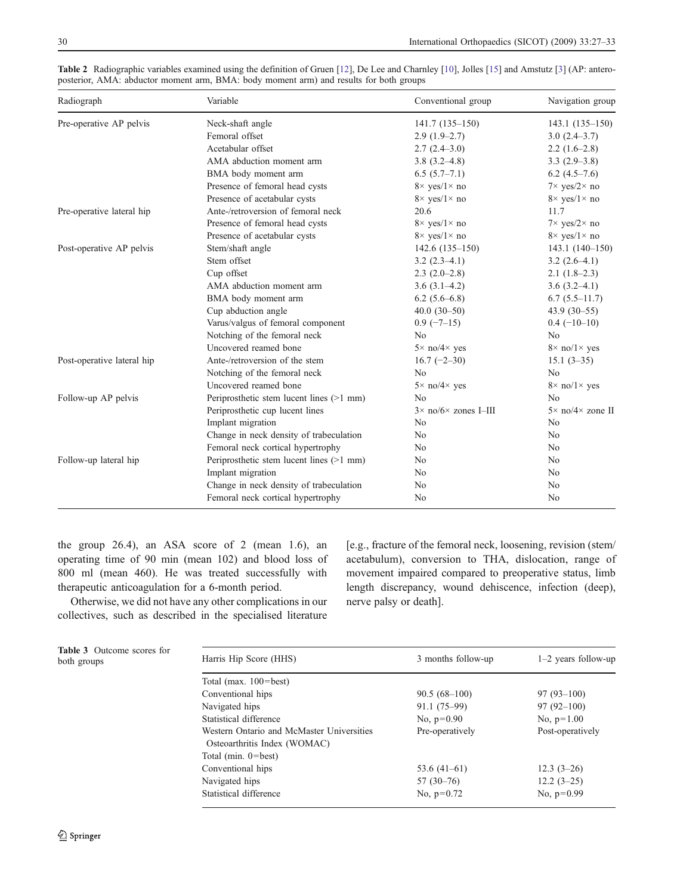**Table 2** Radiographic variables examined using the definition of Gruen [12], De Lee and Charnley [10], Jolles [15] and Amstutz [3] (AP: antero-posterior, AMA: abductor moment arm, BMA: body moment arm) and results for both groups

| Radiograph | Variable | Conventional group | Navigation group |
|---|---|---|---|
| Pre-operative AP pelvis | Neck-shaft angle | 141.7 (135–150) | 143.1 (135–150) |
| | Femoral offset | 2.9 (1.9–2.7) | 3.0 (2.4–3.7) |
| | Acetabular offset | 2.7 (2.4–3.0) | 2.2 (1.6–2.8) |
| | AMA abduction moment arm | 3.8 (3.2–4.8) | 3.3 (2.9–3.8) |
| | BMA body moment arm | 6.5 (5.7–7.1) | 6.2 (4.5–7.6) |
| | Presence of femoral head cysts | 8× yes/1× no | 7× yes/2× no |
| | Presence of acetabular cysts | 8× yes/1× no | 8× yes/1× no |
| Pre-operative lateral hip | Ante-/retroversion of femoral neck | 20.6 | 11.7 |
| | Presence of femoral head cysts | 8× yes/1× no | 7× yes/2× no |
| | Presence of acetabular cysts | 8× yes/1× no | 8× yes/1× no |
| Post-operative AP pelvis | Stem/shaft angle | 142.6 (135–150) | 143.1 (140–150) |
| | Stem offset | 3.2 (2.3–4.1) | 3.2 (2.6–4.1) |
| | Cup offset | 2.3 (2.0–2.8) | 2.1 (1.8–2.3) |
| | AMA abduction moment arm | 3.6 (3.1–4.2) | 3.6 (3.2–4.1) |
| | BMA body moment arm | 6.2 (5.6–6.8) | 6.7 (5.5–11.7) |
| | Cup abduction angle | 40.0 (30–50) | 43.9 (30–55) |
| | Varus/valgus of femoral component | 0.9 (−7–15) | 0.4 (−10–10) |
| | Notching of the femoral neck | No | No |
| | Uncovered reamed bone | 5× no/4× yes | 8× no/1× yes |
| Post-operative lateral hip | Ante-/retroversion of the stem | 16.7 (−2–30) | 15.1 (3–35) |
| | Notching of the femoral neck | No | No |
| | Uncovered reamed bone | 5× no/4× yes | 8× no/1× yes |
| Follow-up AP pelvis | Periprosthetic stem lucent lines (>1 mm) | No | No |
| | Periprosthetic cup lucent lines | 3× no/6× zones I–III | 5× no/4× zone II |
| | Implant migration | No | No |
| | Change in neck density of trabeculation | No | No |
| | Femoral neck cortical hypertrophy | No | No |
| Follow-up lateral hip | Periprosthetic stem lucent lines (>1 mm) | No | No |
| | Implant migration | No | No |
| | Change in neck density of trabeculation | No | No |
| | Femoral neck cortical hypertrophy | No | No |

the group 26.4), an ASA score of 2 (mean 1.6), an operating time of 90 min (mean 102) and blood loss of 800 ml (mean 460). He was treated successfully with therapeutic anticoagulation for a 6-month period.

Otherwise, we did not have any other complications in our collectives, such as described in the specialised literature [e.g., fracture of the femoral neck, loosening, revision (stem/acetabulum), conversion to THA, dislocation, range of movement impaired compared to preoperative status, limb length discrepancy, wound dehiscence, infection (deep), nerve palsy or death].

**Table 3** Outcome scores for both groups

| Harris Hip Score (HHS) | 3 months follow-up | 1–2 years follow-up |
|---|---|---|
| Total (max. 100=best) | | |
| Conventional hips | 90.5 (68–100) | 97 (93–100) |
| Navigated hips | 91.1 (75–99) | 97 (92–100) |
| Statistical difference | No, $p=0.90$ | No, $p=1.00$ |
| Western Ontario and McMaster Universities Osteoarthritis Index (WOMAC) | Pre-operatively | Post-operatively |
| Total (min. 0=best) | | |
| Conventional hips | 53.6 (41–61) | 12.3 (3–26) |
| Navigated hips | 57 (30–76) | 12.2 (3–25) |
| Statistical difference | No, $p=0.72$ | No, $p=0.99$ |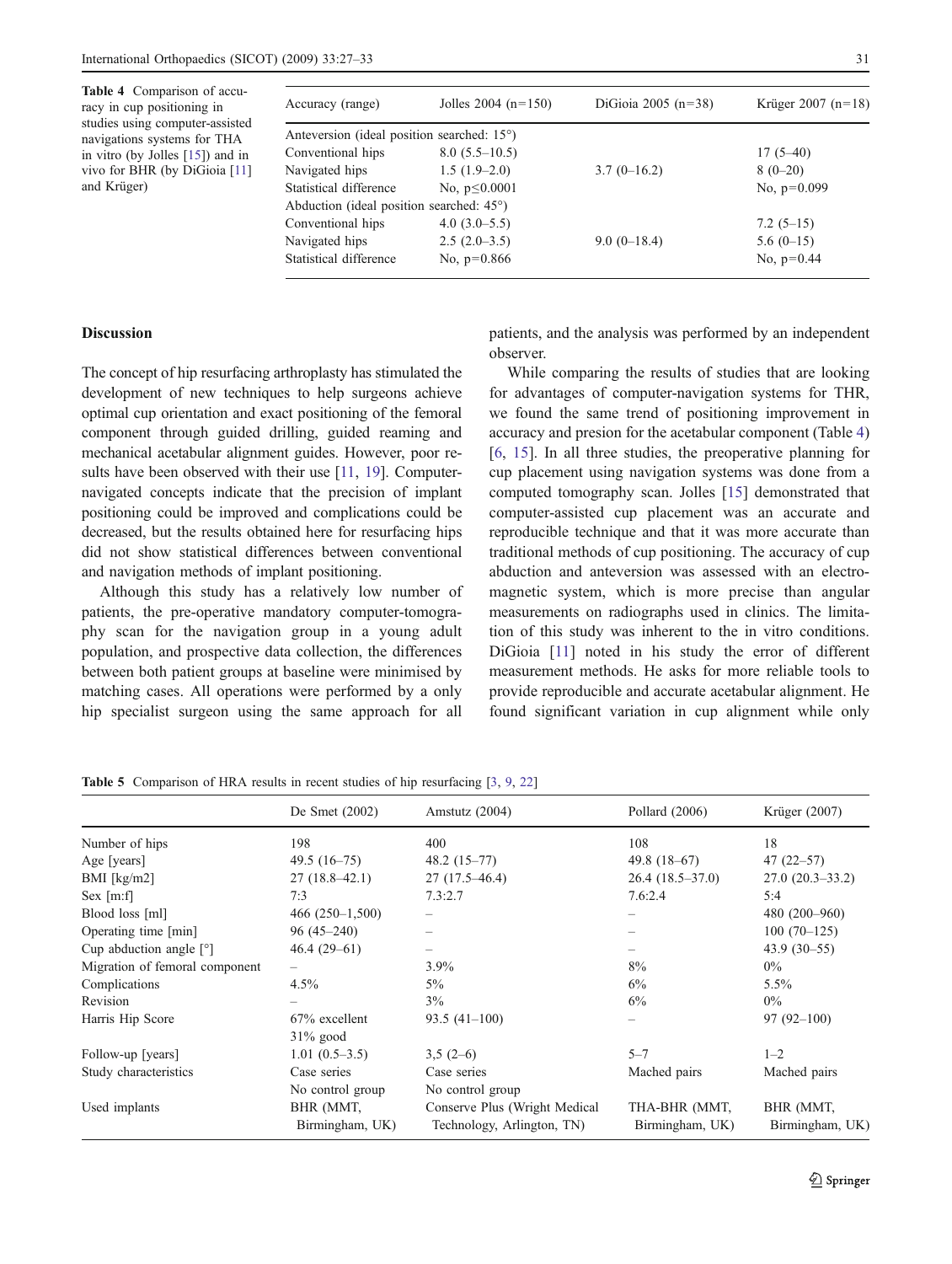**Table 4** Comparison of accuracy in cup positioning in studies using computer-assisted navigations systems for THA in vitro (by Jolles [15]) and in vivo for BHR (by DiGioia [11] and Krüger)

| Accuracy (range) | Jolles 2004 (n=150) | DiGioia 2005 (n=38) | Krüger 2007 (n=18) |
|---|---|---|---|
| Anteversion (ideal position searched: 15°) | | | |
| Conventional hips | 8.0 (5.5–10.5) | | 17 (5–40) |
| Navigated hips | 1.5 (1.9–2.0) | 3.7 (0–16.2) | 8 (0–20) |
| Statistical difference | No, p≤0.0001 | | No, p=0.099 |
| Abduction (ideal position searched: 45°) | | | |
| Conventional hips | 4.0 (3.0–5.5) | | 7.2 (5–15) |
| Navigated hips | 2.5 (2.0–3.5) | 9.0 (0–18.4) | 5.6 (0–15) |
| Statistical difference | No, p=0.866 | | No, p=0.44 |

## Discussion

The concept of hip resurfacing arthroplasty has stimulated the development of new techniques to help surgeons achieve optimal cup orientation and exact positioning of the femoral component through guided drilling, guided reaming and mechanical acetabular alignment guides. However, poor results have been observed with their use [11, 19]. Computer-navigated concepts indicate that the precision of implant positioning could be improved and complications could be decreased, but the results obtained here for resurfacing hips did not show statistical differences between conventional and navigation methods of implant positioning.

Although this study has a relatively low number of patients, the pre-operative mandatory computer-tomography scan for the navigation group in a young adult population, and prospective data collection, the differences between both patient groups at baseline were minimised by matching cases. All operations were performed by a only hip specialist surgeon using the same approach for all patients, and the analysis was performed by an independent observer.

While comparing the results of studies that are looking for advantages of computer-navigation systems for THR, we found the same trend of positioning improvement in accuracy and presion for the acetabular component (Table 4) [6, 15]. In all three studies, the preoperative planning for cup placement using navigation systems was done from a computed tomography scan. Jolles [15] demonstrated that computer-assisted cup placement was an accurate and reproducible technique and that it was more accurate than traditional methods of cup positioning. The accuracy of cup abduction and anteversion was assessed with an electromagnetic system, which is more precise than angular measurements on radiographs used in clinics. The limitation of this study was inherent to the in vitro conditions. DiGioia [11] noted in his study the error of different measurement methods. He asks for more reliable tools to provide reproducible and accurate acetabular alignment. He found significant variation in cup alignment while only

**Table 5** Comparison of HRA results in recent studies of hip resurfacing [3, 9, 22]

| | De Smet (2002) | Amstutz (2004) | Pollard (2006) | Krüger (2007) |
|---|---|---|---|---|
| Number of hips | 198 | 400 | 108 | 18 |
| Age [years] | 49.5 (16–75) | 48.2 (15–77) | 49.8 (18–67) | 47 (22–57) |
| BMI [kg/m2] | 27 (18.8–42.1) | 27 (17.5–46.4) | 26.4 (18.5–37.0) | 27.0 (20.3–33.2) |
| Sex [m:f] | 7:3 | 7.3:2.7 | 7.6:2.4 | 5:4 |
| Blood loss [ml] | 466 (250–1,500) | – | – | 480 (200–960) |
| Operating time [min] | 96 (45–240) | – | – | 100 (70–125) |
| Cup abduction angle [°] | 46.4 (29–61) | – | – | 43.9 (30–55) |
| Migration of femoral component | – | 3.9% | 8% | 0% |
| Complications | 4.5% | 5% | 6% | 5.5% |
| Revision | – | 3% | 6% | 0% |
| Harris Hip Score | 67% excellent 31% good | 93.5 (41–100) | – | 97 (92–100) |
| Follow-up [years] | 1.01 (0.5–3.5) | 3,5 (2–6) | 5–7 | 1–2 |
| Study characteristics | Case series No control group | Case series No control group | Mached pairs | Mached pairs |
| Used implants | BHR (MMT, Birmingham, UK) | Conserve Plus (Wright Medical Technology, Arlington, TN) | THA-BHR (MMT, Birmingham, UK) | BHR (MMT, Birmingham, UK) |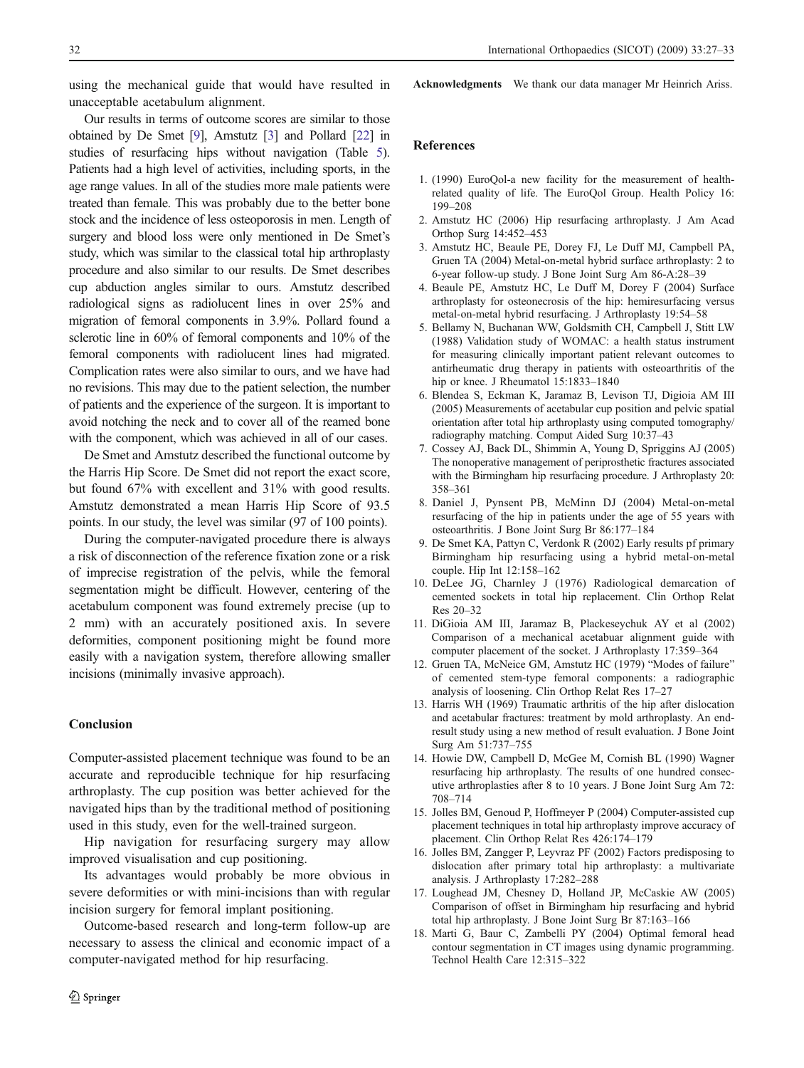using the mechanical guide that would have resulted in unacceptable acetabulum alignment.

Our results in terms of outcome scores are similar to those obtained by De Smet [9], Amstutz [3] and Pollard [22] in studies of resurfacing hips without navigation (Table 5). Patients had a high level of activities, including sports, in the age range values. In all of the studies more male patients were treated than female. This was probably due to the better bone stock and the incidence of less osteoporosis in men. Length of surgery and blood loss were only mentioned in De Smet's study, which was similar to the classical total hip arthroplasty procedure and also similar to our results. De Smet describes cup abduction angles similar to ours. Amstutz described radiological signs as radiolucent lines in over 25% and migration of femoral components in 3.9%. Pollard found a sclerotic line in 60% of femoral components and 10% of the femoral components with radiolucent lines had migrated. Complication rates were also similar to ours, and we have had no revisions. This may due to the patient selection, the number of patients and the experience of the surgeon. It is important to avoid notching the neck and to cover all of the reamed bone with the component, which was achieved in all of our cases.

De Smet and Amstutz described the functional outcome by the Harris Hip Score. De Smet did not report the exact score, but found 67% with excellent and 31% with good results. Amstutz demonstrated a mean Harris Hip Score of 93.5 points. In our study, the level was similar (97 of 100 points).

During the computer-navigated procedure there is always a risk of disconnection of the reference fixation zone or a risk of imprecise registration of the pelvis, while the femoral segmentation might be difficult. However, centering of the acetabulum component was found extremely precise (up to 2 mm) with an accurately positioned axis. In severe deformities, component positioning might be found more easily with a navigation system, therefore allowing smaller incisions (minimally invasive approach).

## Conclusion

Computer-assisted placement technique was found to be an accurate and reproducible technique for hip resurfacing arthroplasty. The cup position was better achieved for the navigated hips than by the traditional method of positioning used in this study, even for the well-trained surgeon.

Hip navigation for resurfacing surgery may allow improved visualisation and cup positioning.

Its advantages would probably be more obvious in severe deformities or with mini-incisions than with regular incision surgery for femoral implant positioning.

Outcome-based research and long-term follow-up are necessary to assess the clinical and economic impact of a computer-navigated method for hip resurfacing.

**Acknowledgments** We thank our data manager Mr Heinrich Ariss.

## References

1. (1990) EuroQol-a new facility for the measurement of health-related quality of life. The EuroQol Group. Health Policy 16: 199–208
2. Amstutz HC (2006) Hip resurfacing arthroplasty. J Am Acad Orthop Surg 14:452–453
3. Amstutz HC, Beaule PE, Dorey FJ, Le Duff MJ, Campbell PA, Gruen TA (2004) Metal-on-metal hybrid surface arthroplasty: 2 to 6-year follow-up study. J Bone Joint Surg Am 86-A:28–39
4. Beaule PE, Amstutz HC, Le Duff M, Dorey F (2004) Surface arthroplasty for osteonecrosis of the hip: hemiresurfacing versus metal-on-metal hybrid resurfacing. J Arthroplasty 19:54–58
5. Bellamy N, Buchanan WW, Goldsmith CH, Campbell J, Stitt LW (1988) Validation study of WOMAC: a health status instrument for measuring clinically important patient relevant outcomes to antirheumatic drug therapy in patients with osteoarthritis of the hip or knee. J Rheumatol 15:1833–1840
6. Blendea S, Eckman K, Jaramaz B, Levison TJ, Digioia AM III (2005) Measurements of acetabular cup position and pelvic spatial orientation after total hip arthroplasty using computed tomography/radiography matching. Comput Aided Surg 10:37–43
7. Cossey AJ, Back DL, Shimmin A, Young D, Spriggins AJ (2005) The nonoperative management of periprosthetic fractures associated with the Birmingham hip resurfacing procedure. J Arthroplasty 20: 358–361
8. Daniel J, Pynsent PB, McMinn DJ (2004) Metal-on-metal resurfacing of the hip in patients under the age of 55 years with osteoarthritis. J Bone Joint Surg Br 86:177–184
9. De Smet KA, Pattyn C, Verdonk R (2002) Early results pf primary Birmingham hip resurfacing using a hybrid metal-on-metal couple. Hip Int 12:158–162
10. DeLee JG, Charnley J (1976) Radiological demarcation of cemented sockets in total hip replacement. Clin Orthop Relat Res 20–32
11. DiGioia AM III, Jaramaz B, Plackeseychuk AY et al (2002) Comparison of a mechanical acetabuar alignment guide with computer placement of the socket. J Arthroplasty 17:359–364
12. Gruen TA, McNeice GM, Amstutz HC (1979) "Modes of failure" of cemented stem-type femoral components: a radiographic analysis of loosening. Clin Orthop Relat Res 17–27
13. Harris WH (1969) Traumatic arthritis of the hip after dislocation and acetabular fractures: treatment by mold arthroplasty. An end-result study using a new method of result evaluation. J Bone Joint Surg Am 51:737–755
14. Howie DW, Campbell D, McGee M, Cornish BL (1990) Wagner resurfacing hip arthroplasty. The results of one hundred consecutive arthroplasties after 8 to 10 years. J Bone Joint Surg Am 72: 708–714
15. Jolles BM, Genoud P, Hoffmeyer P (2004) Computer-assisted cup placement techniques in total hip arthroplasty improve accuracy of placement. Clin Orthop Relat Res 426:174–179
16. Jolles BM, Zangger P, Leyvraz PF (2002) Factors predisposing to dislocation after primary total hip arthroplasty: a multivariate analysis. J Arthroplasty 17:282–288
17. Loughead JM, Chesney D, Holland JP, McCaskie AW (2005) Comparison of offset in Birmingham hip resurfacing and hybrid total hip arthroplasty. J Bone Joint Surg Br 87:163–166
18. Marti G, Baur C, Zambelli PY (2004) Optimal femoral head contour segmentation in CT images using dynamic programming. Technol Health Care 12:315–322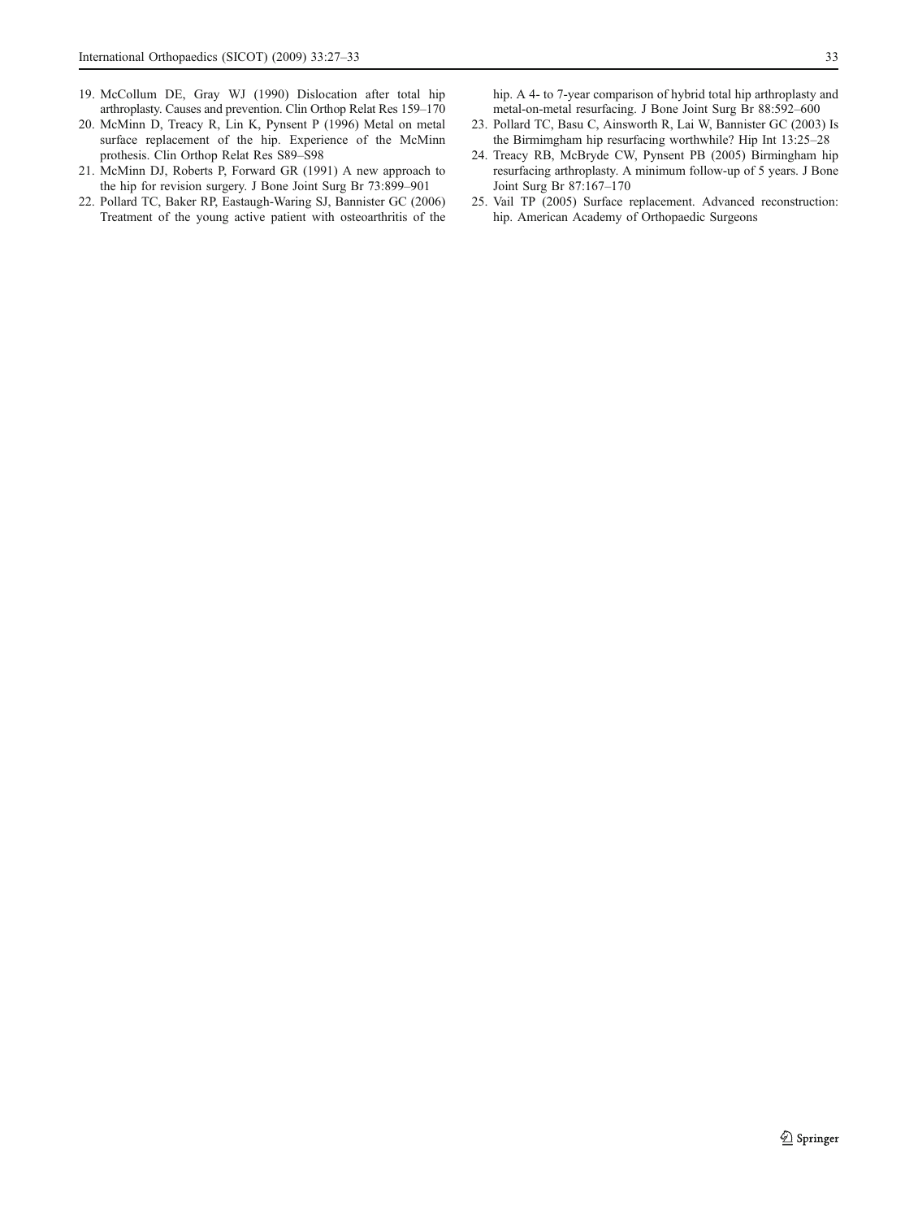19. McCollum DE, Gray WJ (1990) Dislocation after total hip arthroplasty. Causes and prevention. Clin Orthop Relat Res 159–170
20. McMinn D, Treacy R, Lin K, Pynsent P (1996) Metal on metal surface replacement of the hip. Experience of the McMinn prothesis. Clin Orthop Relat Res S89–S98
21. McMinn DJ, Roberts P, Forward GR (1991) A new approach to the hip for revision surgery. J Bone Joint Surg Br 73:899–901
22. Pollard TC, Baker RP, Eastaugh-Waring SJ, Bannister GC (2006) Treatment of the young active patient with osteoarthritis of the hip. A 4- to 7-year comparison of hybrid total hip arthroplasty and metal-on-metal resurfacing. J Bone Joint Surg Br 88:592–600
23. Pollard TC, Basu C, Ainsworth R, Lai W, Bannister GC (2003) Is the Birmimgham hip resurfacing worthwhile? Hip Int 13:25–28
24. Treacy RB, McBryde CW, Pynsent PB (2005) Birmingham hip resurfacing arthroplasty. A minimum follow-up of 5 years. J Bone Joint Surg Br 87:167–170
25. Vail TP (2005) Surface replacement. Advanced reconstruction: hip. American Academy of Orthopaedic Surgeons